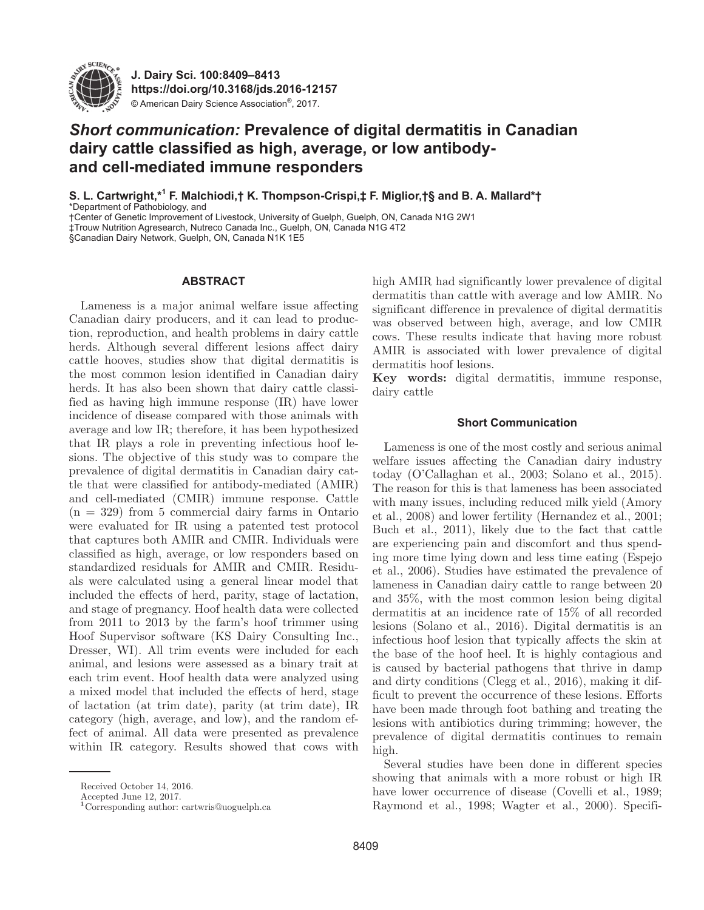J. Dairy Sci. 100:8409–8413
https://doi.org/10.3168/jds.2016-12157
© American Dairy Science Association®, 2017.

# *Short communication:* Prevalence of digital dermatitis in Canadian dairy cattle classified as high, average, or low antibody- and cell-mediated immune responders

**S. L. Cartwright,*[1] F. Malchiodi,† K. Thompson-Crispi,‡ F. Miglior,†§ and B. A. Mallard*†**

*Department of Pathobiology, and
†Center of Genetic Improvement of Livestock, University of Guelph, Guelph, ON, Canada N1G 2W1
‡Trouw Nutrition Agresearch, Nutreco Canada Inc., Guelph, ON, Canada N1G 4T2
§Canadian Dairy Network, Guelph, ON, Canada N1K 1E5

## ABSTRACT

Lameness is a major animal welfare issue affecting Canadian dairy producers, and it can lead to production, reproduction, and health problems in dairy cattle herds. Although several different lesions affect dairy cattle hooves, studies show that digital dermatitis is the most common lesion identified in Canadian dairy herds. It has also been shown that dairy cattle classified as having high immune response (IR) have lower incidence of disease compared with those animals with average and low IR; therefore, it has been hypothesized that IR plays a role in preventing infectious hoof lesions. The objective of this study was to compare the prevalence of digital dermatitis in Canadian dairy cattle that were classified for antibody-mediated (AMIR) and cell-mediated (CMIR) immune response. Cattle (n = 329) from 5 commercial dairy farms in Ontario were evaluated for IR using a patented test protocol that captures both AMIR and CMIR. Individuals were classified as high, average, or low responders based on standardized residuals for AMIR and CMIR. Residuals were calculated using a general linear model that included the effects of herd, parity, stage of lactation, and stage of pregnancy. Hoof health data were collected from 2011 to 2013 by the farm's hoof trimmer using Hoof Supervisor software (KS Dairy Consulting Inc., Dresser, WI). All trim events were included for each animal, and lesions were assessed as a binary trait at each trim event. Hoof health data were analyzed using a mixed model that included the effects of herd, stage of lactation (at trim date), parity (at trim date), IR category (high, average, and low), and the random effect of animal. All data were presented as prevalence within IR category. Results showed that cows with high AMIR had significantly lower prevalence of digital dermatitis than cattle with average and low AMIR. No significant difference in prevalence of digital dermatitis was observed between high, average, and low CMIR cows. These results indicate that having more robust AMIR is associated with lower prevalence of digital dermatitis hoof lesions.

**Key words:** digital dermatitis, immune response, dairy cattle

## Short Communication

Lameness is one of the most costly and serious animal welfare issues affecting the Canadian dairy industry today (O'Callaghan et al., 2003; Solano et al., 2015). The reason for this is that lameness has been associated with many issues, including reduced milk yield (Amory et al., 2008) and lower fertility (Hernandez et al., 2001; Buch et al., 2011), likely due to the fact that cattle are experiencing pain and discomfort and thus spending more time lying down and less time eating (Espejo et al., 2006). Studies have estimated the prevalence of lameness in Canadian dairy cattle to range between 20 and 35%, with the most common lesion being digital dermatitis at an incidence rate of 15% of all recorded lesions (Solano et al., 2016). Digital dermatitis is an infectious hoof lesion that typically affects the skin at the base of the hoof heel. It is highly contagious and is caused by bacterial pathogens that thrive in damp and dirty conditions (Clegg et al., 2016), making it difficult to prevent the occurrence of these lesions. Efforts have been made through foot bathing and treating the lesions with antibiotics during trimming; however, the prevalence of digital dermatitis continues to remain high.

Several studies have been done in different species showing that animals with a more robust or high IR have lower occurrence of disease (Covelli et al., 1989; Raymond et al., 1998; Wagter et al., 2000). Specifi-

Received October 14, 2016.
Accepted June 12, 2017.
[1]Corresponding author: cartwris@uoguelph.ca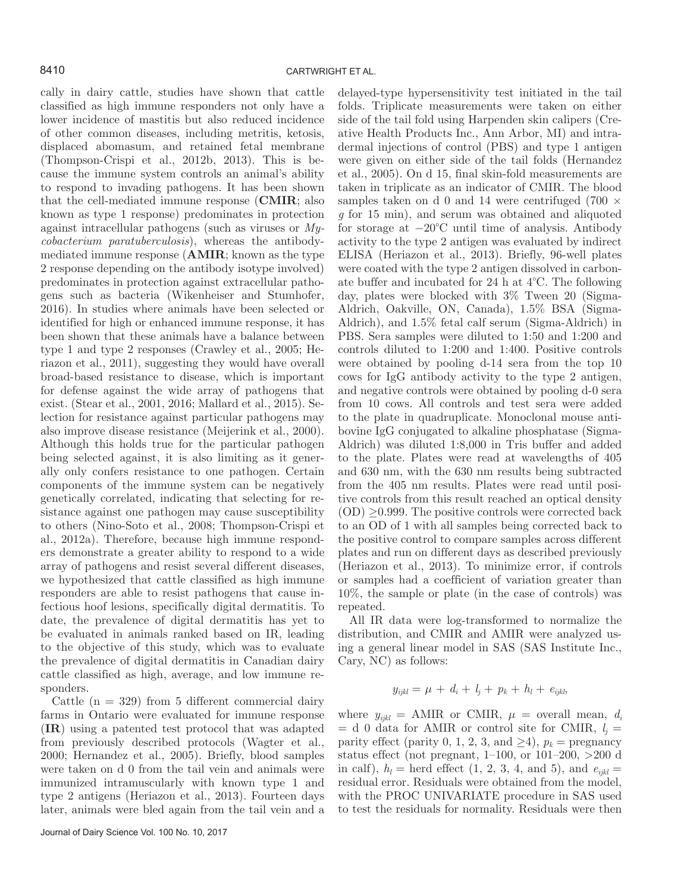cally in dairy cattle, studies have shown that cattle classified as high immune responders not only have a lower incidence of mastitis but also reduced incidence of other common diseases, including metritis, ketosis, displaced abomasum, and retained fetal membrane (Thompson-Crispi et al., 2012b, 2013). This is because the immune system controls an animal's ability to respond to invading pathogens. It has been shown that the cell-mediated immune response (**CMIR**; also known as type 1 response) predominates in protection against intracellular pathogens (such as viruses or *Mycobacterium paratuberculosis*), whereas the antibody-mediated immune response (**AMIR**; known as the type 2 response depending on the antibody isotype involved) predominates in protection against extracellular pathogens such as bacteria (Wikenheiser and Stumhofer, 2016). In studies where animals have been selected or identified for high or enhanced immune response, it has been shown that these animals have a balance between type 1 and type 2 responses (Crawley et al., 2005; Heriazon et al., 2011), suggesting they would have overall broad-based resistance to disease, which is important for defense against the wide array of pathogens that exist. (Stear et al., 2001, 2016; Mallard et al., 2015). Selection for resistance against particular pathogens may also improve disease resistance (Meijerink et al., 2000). Although this holds true for the particular pathogen being selected against, it is also limiting as it generally only confers resistance to one pathogen. Certain components of the immune system can be negatively genetically correlated, indicating that selecting for resistance against one pathogen may cause susceptibility to others (Nino-Soto et al., 2008; Thompson-Crispi et al., 2012a). Therefore, because high immune responders demonstrate a greater ability to respond to a wide array of pathogens and resist several different diseases, we hypothesized that cattle classified as high immune responders are able to resist pathogens that cause infectious hoof lesions, specifically digital dermatitis. To date, the prevalence of digital dermatitis has yet to be evaluated in animals ranked based on IR, leading to the objective of this study, which was to evaluate the prevalence of digital dermatitis in Canadian dairy cattle classified as high, average, and low immune responders.

Cattle (n = 329) from 5 different commercial dairy farms in Ontario were evaluated for immune response (**IR**) using a patented test protocol that was adapted from previously described protocols (Wagter et al., 2000; Hernandez et al., 2005). Briefly, blood samples were taken on d 0 from the tail vein and animals were immunized intramuscularly with known type 1 and type 2 antigens (Heriazon et al., 2013). Fourteen days later, animals were bled again from the tail vein and a delayed-type hypersensitivity test initiated in the tail folds. Triplicate measurements were taken on either side of the tail fold using Harpenden skin calipers (Creative Health Products Inc., Ann Arbor, MI) and intradermal injections of control (PBS) and type 1 antigen were given on either side of the tail folds (Hernandez et al., 2005). On d 15, final skin-fold measurements are taken in triplicate as an indicator of CMIR. The blood samples taken on d 0 and 14 were centrifuged (700 × *g* for 15 min), and serum was obtained and aliquoted for storage at −20°C until time of analysis. Antibody activity to the type 2 antigen was evaluated by indirect ELISA (Heriazon et al., 2013). Briefly, 96-well plates were coated with the type 2 antigen dissolved in carbonate buffer and incubated for 24 h at 4°C. The following day, plates were blocked with 3% Tween 20 (Sigma-Aldrich, Oakville, ON, Canada), 1.5% BSA (Sigma-Aldrich), and 1.5% fetal calf serum (Sigma-Aldrich) in PBS. Sera samples were diluted to 1:50 and 1:200 and controls diluted to 1:200 and 1:400. Positive controls were obtained by pooling d-14 sera from the top 10 cows for IgG antibody activity to the type 2 antigen, and negative controls were obtained by pooling d-0 sera from 10 cows. All controls and test sera were added to the plate in quadruplicate. Monoclonal mouse anti-bovine IgG conjugated to alkaline phosphatase (Sigma-Aldrich) was diluted 1:8,000 in Tris buffer and added to the plate. Plates were read at wavelengths of 405 and 630 nm, with the 630 nm results being subtracted from the 405 nm results. Plates were read until positive controls from this result reached an optical density (OD) ≥0.999. The positive controls were corrected back to an OD of 1 with all samples being corrected back to the positive control to compare samples across different plates and run on different days as described previously (Heriazon et al., 2013). To minimize error, if controls or samples had a coefficient of variation greater than 10%, the sample or plate (in the case of controls) was repeated.

All IR data were log-transformed to normalize the distribution, and CMIR and AMIR were analyzed using a general linear model in SAS (SAS Institute Inc., Cary, NC) as follows:

$$y_{ijkl} = \mu + d_i + l_j + p_k + h_l + e_{ijkl},$$

where $y_{ijkl}$ = AMIR or CMIR, $\mu$ = overall mean, $d_i$ = d 0 data for AMIR or control site for CMIR, $l_j$ = parity effect (parity 0, 1, 2, 3, and ≥4), $p_k$ = pregnancy status effect (not pregnant, 1–100, or 101–200, >200 d in calf), $h_l$ = herd effect (1, 2, 3, 4, and 5), and $e_{ijkl}$ = residual error. Residuals were obtained from the model, with the PROC UNIVARIATE procedure in SAS used to test the residuals for normality. Residuals were then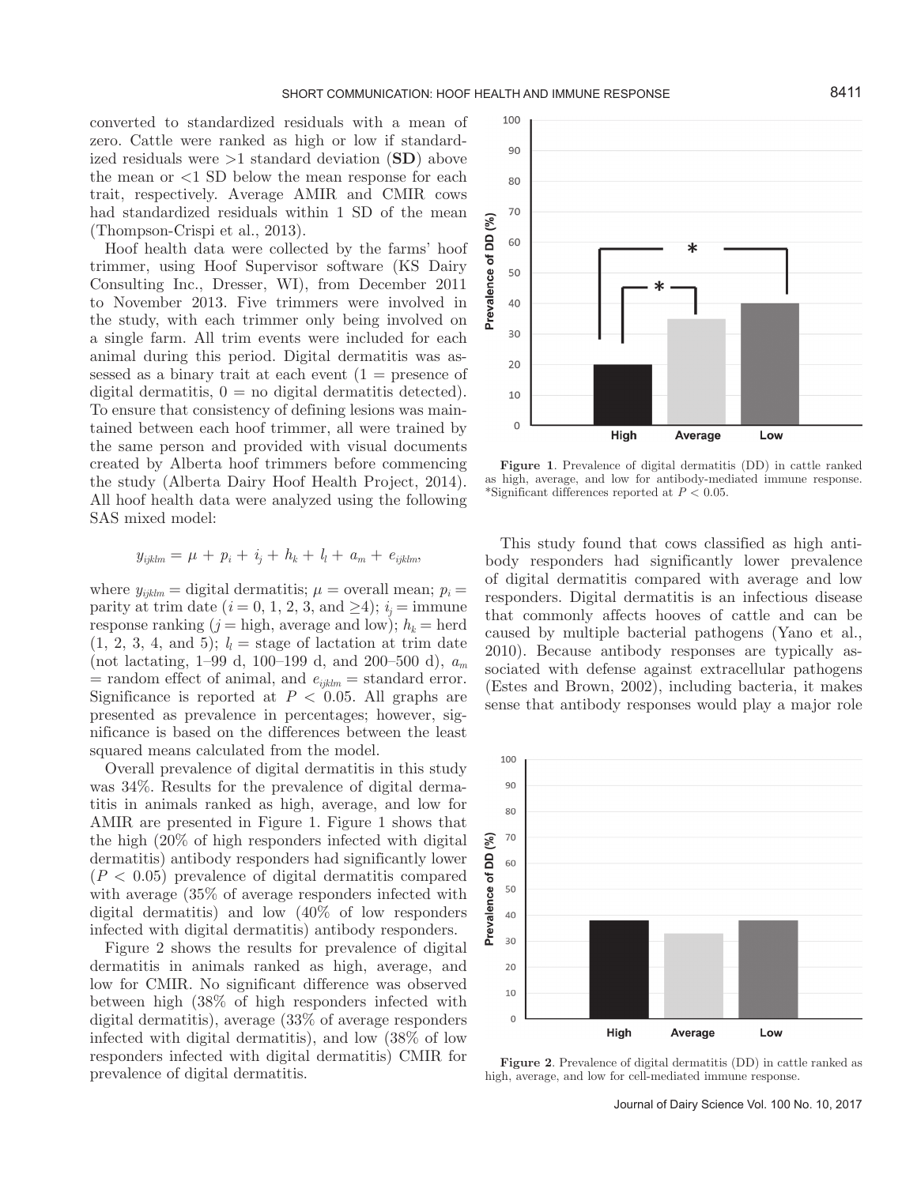converted to standardized residuals with a mean of zero. Cattle were ranked as high or low if standardized residuals were >1 standard deviation (**SD**) above the mean or <1 SD below the mean response for each trait, respectively. Average AMIR and CMIR cows had standardized residuals within 1 SD of the mean (Thompson-Crispi et al., 2013).

Hoof health data were collected by the farms' hoof trimmer, using Hoof Supervisor software (KS Dairy Consulting Inc., Dresser, WI), from December 2011 to November 2013. Five trimmers were involved in the study, with each trimmer only being involved on a single farm. All trim events were included for each animal during this period. Digital dermatitis was assessed as a binary trait at each event (1 = presence of digital dermatitis, 0 = no digital dermatitis detected). To ensure that consistency of defining lesions was maintained between each hoof trimmer, all were trained by the same person and provided with visual documents created by Alberta hoof trimmers before commencing the study (Alberta Dairy Hoof Health Project, 2014). All hoof health data were analyzed using the following SAS mixed model:

$$y_{ijklm} = \mu + p_i + i_j + h_k + l_l + a_m + e_{ijklm},$$

where $y_{ijklm}$ = digital dermatitis; $\mu$ = overall mean; $p_i$ = parity at trim date ($i$ = 0, 1, 2, 3, and ≥4); $i_j$ = immune response ranking ($j$ = high, average and low); $h_k$ = herd (1, 2, 3, 4, and 5); $l_l$ = stage of lactation at trim date (not lactating, 1–99 d, 100–199 d, and 200–500 d), $a_m$ = random effect of animal, and $e_{ijklm}$ = standard error. Significance is reported at $P < 0.05$. All graphs are presented as prevalence in percentages; however, significance is based on the differences between the least squared means calculated from the model.

Overall prevalence of digital dermatitis in this study was 34%. Results for the prevalence of digital dermatitis in animals ranked as high, average, and low for AMIR are presented in Figure 1. Figure 1 shows that the high (20% of high responders infected with digital dermatitis) antibody responders had significantly lower ($P < 0.05$) prevalence of digital dermatitis compared with average (35% of average responders infected with digital dermatitis) and low (40% of low responders infected with digital dermatitis) antibody responders.

Figure 2 shows the results for prevalence of digital dermatitis in animals ranked as high, average, and low for CMIR. No significant difference was observed between high (38% of high responders infected with digital dermatitis), average (33% of average responders infected with digital dermatitis), and low (38% of low responders infected with digital dermatitis) CMIR for prevalence of digital dermatitis.

**Figure 1**. Prevalence of digital dermatitis (DD) in cattle ranked as high, average, and low for antibody-mediated immune response. *Significant differences reported at $P < 0.05$.

This study found that cows classified as high antibody responders had significantly lower prevalence of digital dermatitis compared with average and low responders. Digital dermatitis is an infectious disease that commonly affects hooves of cattle and can be caused by multiple bacterial pathogens (Yano et al., 2010). Because antibody responses are typically associated with defense against extracellular pathogens (Estes and Brown, 2002), including bacteria, it makes sense that antibody responses would play a major role

**Figure 2**. Prevalence of digital dermatitis (DD) in cattle ranked as high, average, and low for cell-mediated immune response.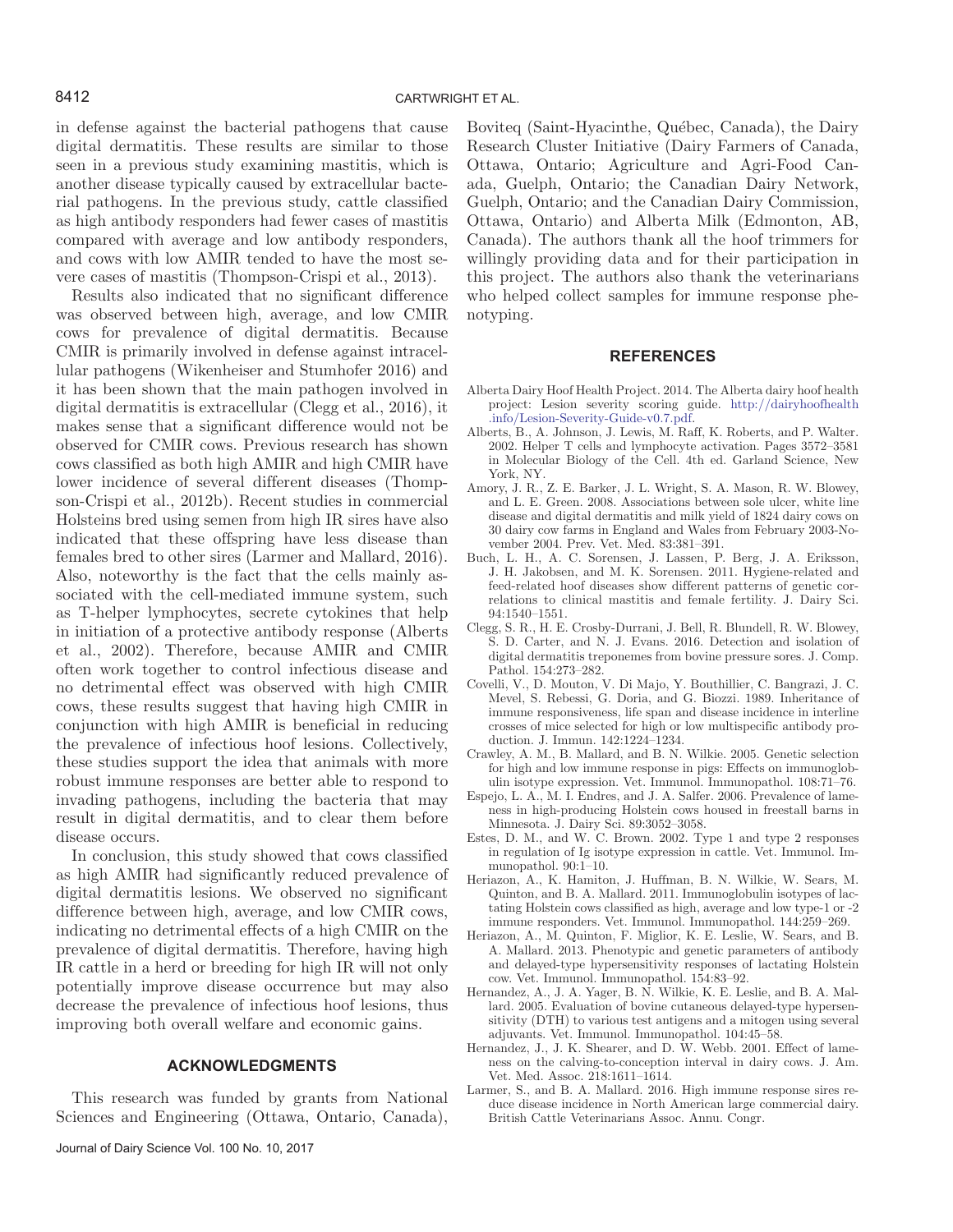in defense against the bacterial pathogens that cause digital dermatitis. These results are similar to those seen in a previous study examining mastitis, which is another disease typically caused by extracellular bacterial pathogens. In the previous study, cattle classified as high antibody responders had fewer cases of mastitis compared with average and low antibody responders, and cows with low AMIR tended to have the most severe cases of mastitis (Thompson-Crispi et al., 2013).

Results also indicated that no significant difference was observed between high, average, and low CMIR cows for prevalence of digital dermatitis. Because CMIR is primarily involved in defense against intracellular pathogens (Wikenheiser and Stumhofer 2016) and it has been shown that the main pathogen involved in digital dermatitis is extracellular (Clegg et al., 2016), it makes sense that a significant difference would not be observed for CMIR cows. Previous research has shown cows classified as both high AMIR and high CMIR have lower incidence of several different diseases (Thompson-Crispi et al., 2012b). Recent studies in commercial Holsteins bred using semen from high IR sires have also indicated that these offspring have less disease than females bred to other sires (Larmer and Mallard, 2016). Also, noteworthy is the fact that the cells mainly associated with the cell-mediated immune system, such as T-helper lymphocytes, secrete cytokines that help in initiation of a protective antibody response (Alberts et al., 2002). Therefore, because AMIR and CMIR often work together to control infectious disease and no detrimental effect was observed with high CMIR cows, these results suggest that having high CMIR in conjunction with high AMIR is beneficial in reducing the prevalence of infectious hoof lesions. Collectively, these studies support the idea that animals with more robust immune responses are better able to respond to invading pathogens, including the bacteria that may result in digital dermatitis, and to clear them before disease occurs.

In conclusion, this study showed that cows classified as high AMIR had significantly reduced prevalence of digital dermatitis lesions. We observed no significant difference between high, average, and low CMIR cows, indicating no detrimental effects of a high CMIR on the prevalence of digital dermatitis. Therefore, having high IR cattle in a herd or breeding for high IR will not only potentially improve disease occurrence but may also decrease the prevalence of infectious hoof lesions, thus improving both overall welfare and economic gains.

## ACKNOWLEDGMENTS

This research was funded by grants from National Sciences and Engineering (Ottawa, Ontario, Canada), Boviteq (Saint-Hyacinthe, Québec, Canada), the Dairy Research Cluster Initiative (Dairy Farmers of Canada, Ottawa, Ontario; Agriculture and Agri-Food Canada, Guelph, Ontario; the Canadian Dairy Network, Guelph, Ontario; and the Canadian Dairy Commission, Ottawa, Ontario) and Alberta Milk (Edmonton, AB, Canada). The authors thank all the hoof trimmers for willingly providing data and for their participation in this project. The authors also thank the veterinarians who helped collect samples for immune response phenotyping.

## REFERENCES

Alberta Dairy Hoof Health Project. 2014. The Alberta dairy hoof health project: Lesion severity scoring guide. http://dairyhoofhealth.info/Lesion-Severity-Guide-v0.7.pdf.

Alberts, B., A. Johnson, J. Lewis, M. Raff, K. Roberts, and P. Walter. 2002. Helper T cells and lymphocyte activation. Pages 3572–3581 in Molecular Biology of the Cell. 4th ed. Garland Science, New York, NY.

Amory, J. R., Z. E. Barker, J. L. Wright, S. A. Mason, R. W. Blowey, and L. E. Green. 2008. Associations between sole ulcer, white line disease and digital dermatitis and milk yield of 1824 dairy cows on 30 dairy cow farms in England and Wales from February 2003-November 2004. Prev. Vet. Med. 83:381–391.

Buch, L. H., A. C. Sorensen, J. Lassen, P. Berg, J. A. Eriksson, J. H. Jakobsen, and M. K. Sorensen. 2011. Hygiene-related and feed-related hoof diseases show different patterns of genetic correlations to clinical mastitis and female fertility. J. Dairy Sci. 94:1540–1551.

Clegg, S. R., H. E. Crosby-Durrani, J. Bell, R. Blundell, R. W. Blowey, S. D. Carter, and N. J. Evans. 2016. Detection and isolation of digital dermatitis treponemes from bovine pressure sores. J. Comp. Pathol. 154:273–282.

Covelli, V., D. Mouton, V. Di Majo, Y. Bouthillier, C. Bangrazi, J. C. Mevel, S. Rebessi, G. Doria, and G. Biozzi. 1989. Inheritance of immune responsiveness, life span and disease incidence in interline crosses of mice selected for high or low multispecific antibody production. J. Immun. 142:1224–1234.

Crawley, A. M., B. Mallard, and B. N. Wilkie. 2005. Genetic selection for high and low immune response in pigs: Effects on immunoglobulin isotype expression. Vet. Immunol. Immunopathol. 108:71–76.

Espejo, L. A., M. I. Endres, and J. A. Salfer. 2006. Prevalence of lameness in high-producing Holstein cows housed in freestall barns in Minnesota. J. Dairy Sci. 89:3052–3058.

Estes, D. M., and W. C. Brown. 2002. Type 1 and type 2 responses in regulation of Ig isotype expression in cattle. Vet. Immunol. Immunopathol. 90:1–10.

Heriazon, A., K. Hamiton, J. Huffman, B. N. Wilkie, W. Sears, M. Quinton, and B. A. Mallard. 2011. Immunoglobulin isotypes of lactating Holstein cows classified as high, average and low type-1 or -2 immune responders. Vet. Immunol. Immunopathol. 144:259–269.

Heriazon, A., M. Quinton, F. Miglior, K. E. Leslie, W. Sears, and B. A. Mallard. 2013. Phenotypic and genetic parameters of antibody and delayed-type hypersensitivity responses of lactating Holstein cow. Vet. Immunol. Immunopathol. 154:83–92.

Hernandez, A., J. A. Yager, B. N. Wilkie, K. E. Leslie, and B. A. Mallard. 2005. Evaluation of bovine cutaneous delayed-type hypersensitivity (DTH) to various test antigens and a mitogen using several adjuvants. Vet. Immunol. Immunopathol. 104:45–58.

Hernandez, J., J. K. Shearer, and D. W. Webb. 2001. Effect of lameness on the calving-to-conception interval in dairy cows. J. Am. Vet. Med. Assoc. 218:1611–1614.

Larmer, S., and B. A. Mallard. 2016. High immune response sires reduce disease incidence in North American large commercial dairy. British Cattle Veterinarians Assoc. Annu. Congr.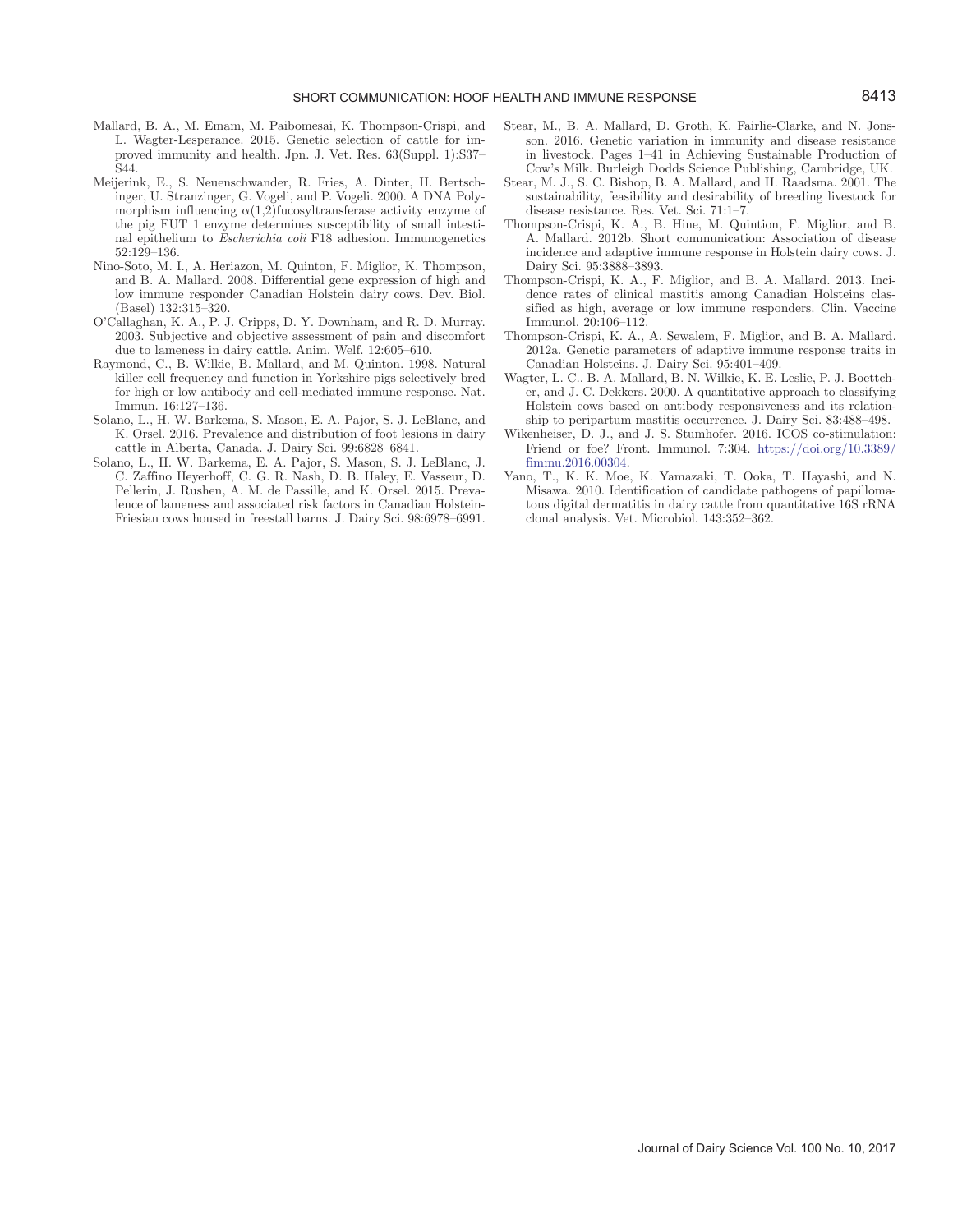Mallard, B. A., M. Emam, M. Paibomesai, K. Thompson-Crispi, and L. Wagter-Lesperance. 2015. Genetic selection of cattle for improved immunity and health. Jpn. J. Vet. Res. 63(Suppl. 1):S37–S44.

Meijerink, E., S. Neuenschwander, R. Fries, A. Dinter, H. Bertschinger, U. Stranzinger, G. Vogeli, and P. Vogeli. 2000. A DNA Polymorphism influencing α(1,2)fucosyltransferase activity enzyme of the pig FUT 1 enzyme determines susceptibility of small intestinal epithelium to *Escherichia coli* F18 adhesion. Immunogenetics 52:129–136.

Nino-Soto, M. I., A. Heriazon, M. Quinton, F. Miglior, K. Thompson, and B. A. Mallard. 2008. Differential gene expression of high and low immune responder Canadian Holstein dairy cows. Dev. Biol. (Basel) 132:315–320.

O'Callaghan, K. A., P. J. Cripps, D. Y. Downham, and R. D. Murray. 2003. Subjective and objective assessment of pain and discomfort due to lameness in dairy cattle. Anim. Welf. 12:605–610.

Raymond, C., B. Wilkie, B. Mallard, and M. Quinton. 1998. Natural killer cell frequency and function in Yorkshire pigs selectively bred for high or low antibody and cell-mediated immune response. Nat. Immun. 16:127–136.

Solano, L., H. W. Barkema, S. Mason, E. A. Pajor, S. J. LeBlanc, and K. Orsel. 2016. Prevalence and distribution of foot lesions in dairy cattle in Alberta, Canada. J. Dairy Sci. 99:6828–6841.

Solano, L., H. W. Barkema, E. A. Pajor, S. Mason, S. J. LeBlanc, J. C. Zaffino Heyerhoff, C. G. R. Nash, D. B. Haley, E. Vasseur, D. Pellerin, J. Rushen, A. M. de Passille, and K. Orsel. 2015. Prevalence of lameness and associated risk factors in Canadian Holstein-Friesian cows housed in freestall barns. J. Dairy Sci. 98:6978–6991.

Stear, M., B. A. Mallard, D. Groth, K. Fairlie-Clarke, and N. Jonsson. 2016. Genetic variation in immunity and disease resistance in livestock. Pages 1–41 in Achieving Sustainable Production of Cow's Milk. Burleigh Dodds Science Publishing, Cambridge, UK.

Stear, M. J., S. C. Bishop, B. A. Mallard, and H. Raadsma. 2001. The sustainability, feasibility and desirability of breeding livestock for disease resistance. Res. Vet. Sci. 71:1–7.

Thompson-Crispi, K. A., B. Hine, M. Quintion, F. Miglior, and B. A. Mallard. 2012b. Short communication: Association of disease incidence and adaptive immune response in Holstein dairy cows. J. Dairy Sci. 95:3888–3893.

Thompson-Crispi, K. A., F. Miglior, and B. A. Mallard. 2013. Incidence rates of clinical mastitis among Canadian Holsteins classified as high, average or low immune responders. Clin. Vaccine Immunol. 20:106–112.

Thompson-Crispi, K. A., A. Sewalem, F. Miglior, and B. A. Mallard. 2012a. Genetic parameters of adaptive immune response traits in Canadian Holsteins. J. Dairy Sci. 95:401–409.

Wagter, L. C., B. A. Mallard, B. N. Wilkie, K. E. Leslie, P. J. Boettcher, and J. C. Dekkers. 2000. A quantitative approach to classifying Holstein cows based on antibody responsiveness and its relationship to peripartum mastitis occurrence. J. Dairy Sci. 83:488–498.

Wikenheiser, D. J., and J. S. Stumhofer. 2016. ICOS co-stimulation: Friend or foe? Front. Immunol. 7:304. https://doi.org/10.3389/fimmu.2016.00304.

Yano, T., K. K. Moe, K. Yamazaki, T. Ooka, T. Hayashi, and N. Misawa. 2010. Identification of candidate pathogens of papillomatous digital dermatitis in dairy cattle from quantitative 16S rRNA clonal analysis. Vet. Microbiol. 143:352–362.